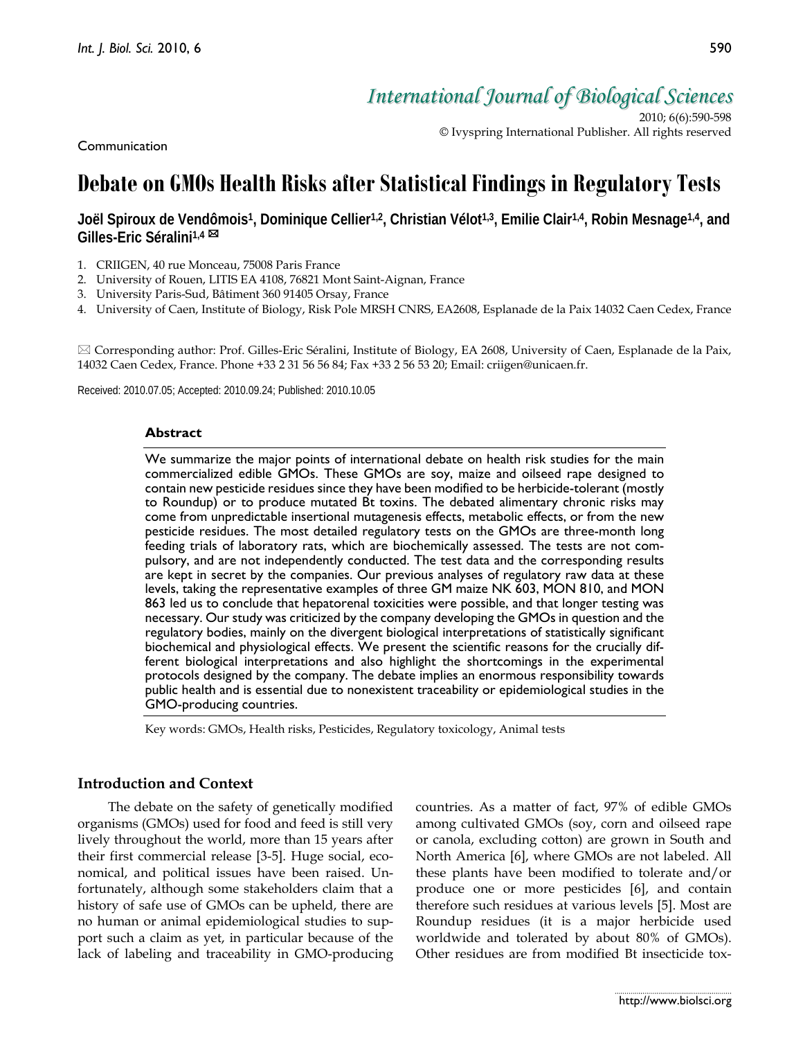# International Journal of Biological Sciences

2010; 6(6):590-598
© Ivyspring International Publisher. All rights reserved

Communication

# Debate on GMOs Health Risks after Statistical Findings in Regulatory Tests

**Joël Spiroux de Vendômois[1], Dominique Cellier[1,2], Christian Vélot[1,3], Emilie Clair[1,4], Robin Mesnage[1,4], and Gilles-Eric Séralini[1,4] ✉**

1. CRIIGEN, 40 rue Monceau, 75008 Paris France
2. University of Rouen, LITIS EA 4108, 76821 Mont Saint-Aignan, France
3. University Paris-Sud, Bâtiment 360 91405 Orsay, France
4. University of Caen, Institute of Biology, Risk Pole MRSH CNRS, EA2608, Esplanade de la Paix 14032 Caen Cedex, France

✉ Corresponding author: Prof. Gilles-Eric Séralini, Institute of Biology, EA 2608, University of Caen, Esplanade de la Paix, 14032 Caen Cedex, France. Phone +33 2 31 56 56 84; Fax +33 2 56 53 20; Email: criigen@unicaen.fr.

Received: 2010.07.05; Accepted: 2010.09.24; Published: 2010.10.05

## Abstract

We summarize the major points of international debate on health risk studies for the main commercialized edible GMOs. These GMOs are soy, maize and oilseed rape designed to contain new pesticide residues since they have been modified to be herbicide-tolerant (mostly to Roundup) or to produce mutated Bt toxins. The debated alimentary chronic risks may come from unpredictable insertional mutagenesis effects, metabolic effects, or from the new pesticide residues. The most detailed regulatory tests on the GMOs are three-month long feeding trials of laboratory rats, which are biochemically assessed. The tests are not compulsory, and are not independently conducted. The test data and the corresponding results are kept in secret by the companies. Our previous analyses of regulatory raw data at these levels, taking the representative examples of three GM maize NK 603, MON 810, and MON 863 led us to conclude that hepatorenal toxicities were possible, and that longer testing was necessary. Our study was criticized by the company developing the GMOs in question and the regulatory bodies, mainly on the divergent biological interpretations of statistically significant biochemical and physiological effects. We present the scientific reasons for the crucially different biological interpretations and also highlight the shortcomings in the experimental protocols designed by the company. The debate implies an enormous responsibility towards public health and is essential due to nonexistent traceability or epidemiological studies in the GMO-producing countries.

Key words: GMOs, Health risks, Pesticides, Regulatory toxicology, Animal tests

## Introduction and Context

The debate on the safety of genetically modified organisms (GMOs) used for food and feed is still very lively throughout the world, more than 15 years after their first commercial release [3-5]. Huge social, economical, and political issues have been raised. Unfortunately, although some stakeholders claim that a history of safe use of GMOs can be upheld, there are no human or animal epidemiological studies to support such a claim as yet, in particular because of the lack of labeling and traceability in GMO-producing countries. As a matter of fact, 97% of edible GMOs among cultivated GMOs (soy, corn and oilseed rape or canola, excluding cotton) are grown in South and North America [6], where GMOs are not labeled. All these plants have been modified to tolerate and/or produce one or more pesticides [6], and contain therefore such residues at various levels [5]. Most are Roundup residues (it is a major herbicide used worldwide and tolerated by about 80% of GMOs). Other residues are from modified Bt insecticide tox-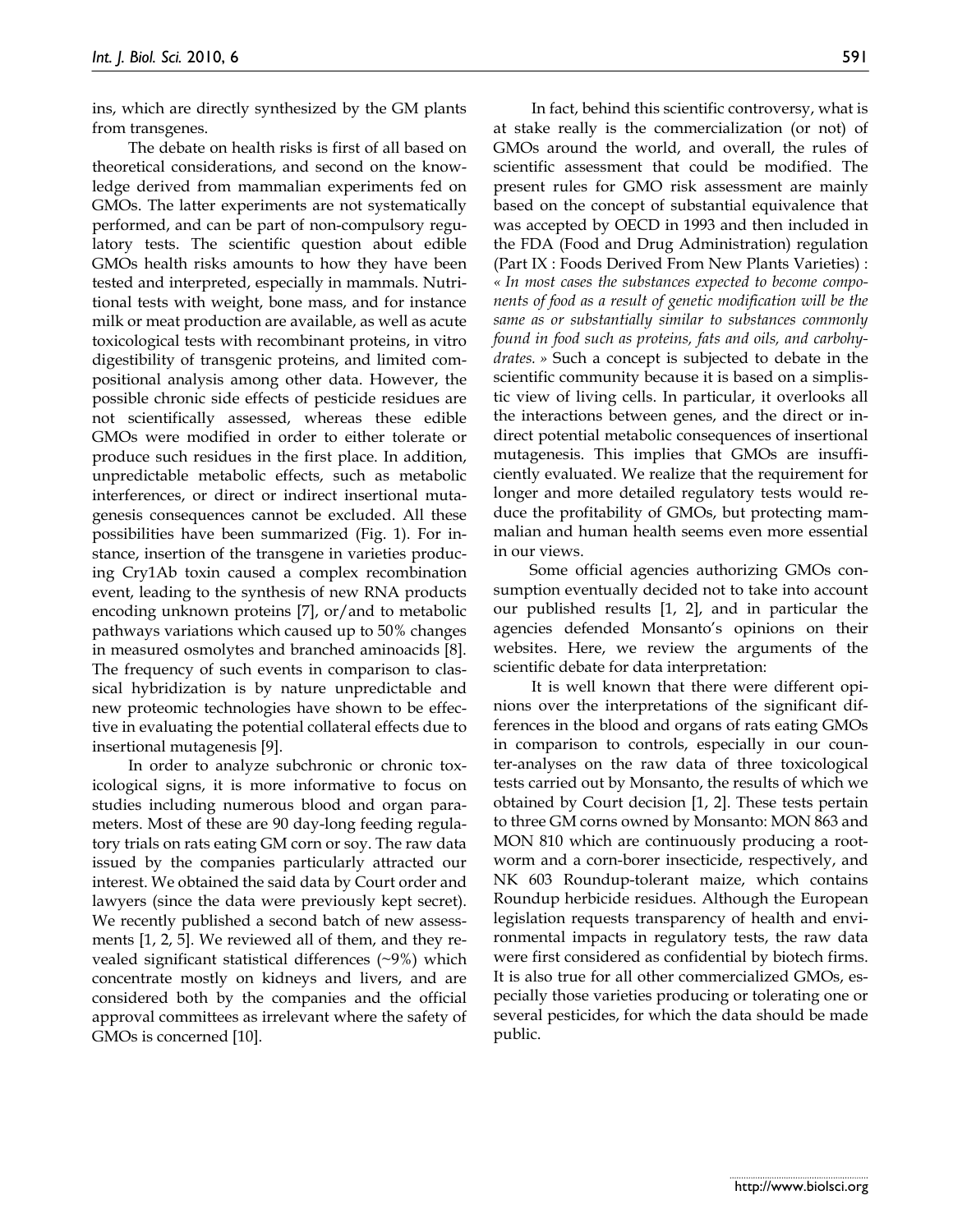ins, which are directly synthesized by the GM plants from transgenes.

The debate on health risks is first of all based on theoretical considerations, and second on the knowledge derived from mammalian experiments fed on GMOs. The latter experiments are not systematically performed, and can be part of non-compulsory regulatory tests. The scientific question about edible GMOs health risks amounts to how they have been tested and interpreted, especially in mammals. Nutritional tests with weight, bone mass, and for instance milk or meat production are available, as well as acute toxicological tests with recombinant proteins, in vitro digestibility of transgenic proteins, and limited compositional analysis among other data. However, the possible chronic side effects of pesticide residues are not scientifically assessed, whereas these edible GMOs were modified in order to either tolerate or produce such residues in the first place. In addition, unpredictable metabolic effects, such as metabolic interferences, or direct or indirect insertional mutagenesis consequences cannot be excluded. All these possibilities have been summarized (Fig. 1). For instance, insertion of the transgene in varieties producing Cry1Ab toxin caused a complex recombination event, leading to the synthesis of new RNA products encoding unknown proteins [7], or/and to metabolic pathways variations which caused up to 50% changes in measured osmolytes and branched aminoacids [8]. The frequency of such events in comparison to classical hybridization is by nature unpredictable and new proteomic technologies have shown to be effective in evaluating the potential collateral effects due to insertional mutagenesis [9].

In order to analyze subchronic or chronic toxicological signs, it is more informative to focus on studies including numerous blood and organ parameters. Most of these are 90 day-long feeding regulatory trials on rats eating GM corn or soy. The raw data issued by the companies particularly attracted our interest. We obtained the said data by Court order and lawyers (since the data were previously kept secret). We recently published a second batch of new assessments [1, 2, 5]. We reviewed all of them, and they revealed significant statistical differences (~9%) which concentrate mostly on kidneys and livers, and are considered both by the companies and the official approval committees as irrelevant where the safety of GMOs is concerned [10].

In fact, behind this scientific controversy, what is at stake really is the commercialization (or not) of GMOs around the world, and overall, the rules of scientific assessment that could be modified. The present rules for GMO risk assessment are mainly based on the concept of substantial equivalence that was accepted by OECD in 1993 and then included in the FDA (Food and Drug Administration) regulation (Part IX : Foods Derived From New Plants Varieties) : *« In most cases the substances expected to become components of food as a result of genetic modification will be the same as or substantially similar to substances commonly found in food such as proteins, fats and oils, and carbohydrates. »* Such a concept is subjected to debate in the scientific community because it is based on a simplistic view of living cells. In particular, it overlooks all the interactions between genes, and the direct or indirect potential metabolic consequences of insertional mutagenesis. This implies that GMOs are insufficiently evaluated. We realize that the requirement for longer and more detailed regulatory tests would reduce the profitability of GMOs, but protecting mammalian and human health seems even more essential in our views.

Some official agencies authorizing GMOs consumption eventually decided not to take into account our published results [1, 2], and in particular the agencies defended Monsanto's opinions on their websites. Here, we review the arguments of the scientific debate for data interpretation:

It is well known that there were different opinions over the interpretations of the significant differences in the blood and organs of rats eating GMOs in comparison to controls, especially in our counter-analyses on the raw data of three toxicological tests carried out by Monsanto, the results of which we obtained by Court decision [1, 2]. These tests pertain to three GM corns owned by Monsanto: MON 863 and MON 810 which are continuously producing a rootworm and a corn-borer insecticide, respectively, and NK 603 Roundup-tolerant maize, which contains Roundup herbicide residues. Although the European legislation requests transparency of health and environmental impacts in regulatory tests, the raw data were first considered as confidential by biotech firms. It is also true for all other commercialized GMOs, especially those varieties producing or tolerating one or several pesticides, for which the data should be made public.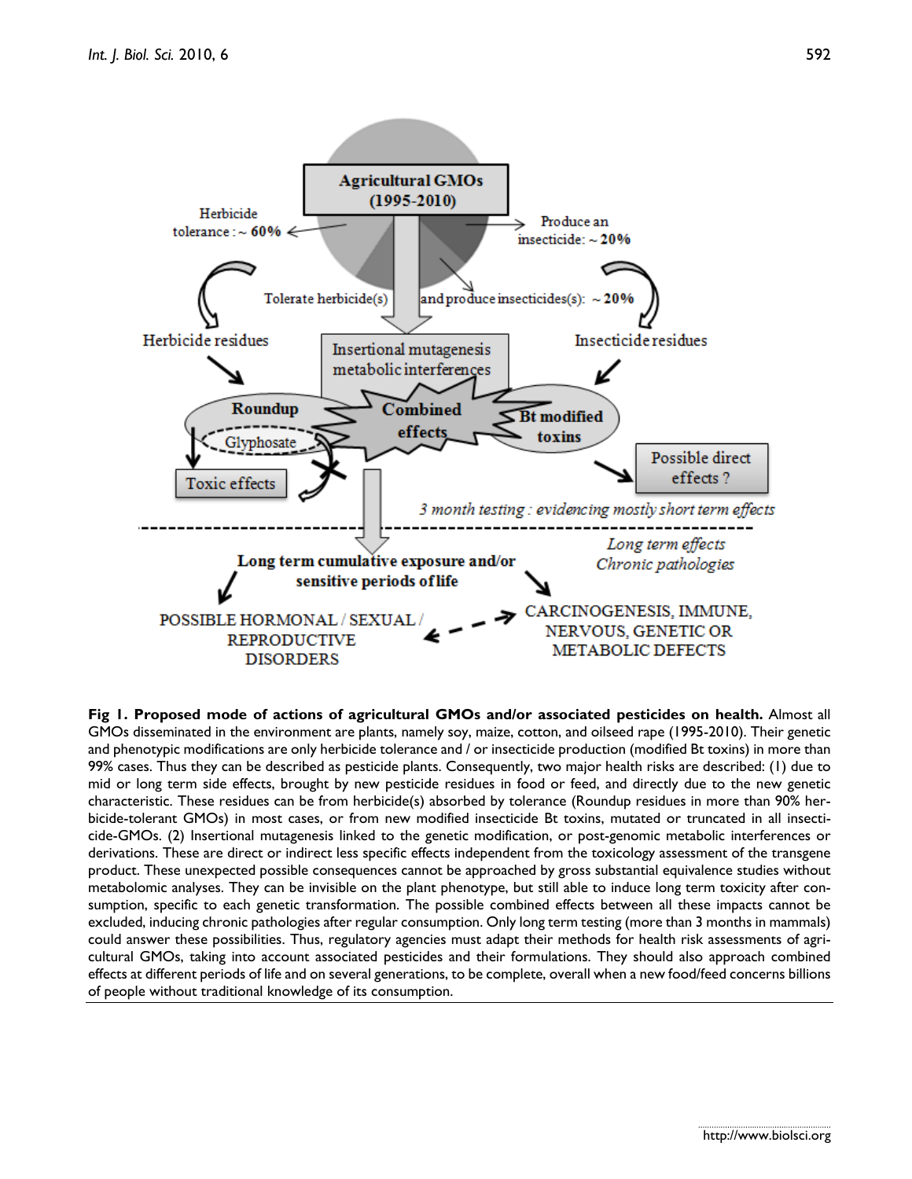**Fig 1. Proposed mode of actions of agricultural GMOs and/or associated pesticides on health.** Almost all GMOs disseminated in the environment are plants, namely soy, maize, cotton, and oilseed rape (1995-2010). Their genetic and phenotypic modifications are only herbicide tolerance and / or insecticide production (modified Bt toxins) in more than 99% cases. Thus they can be described as pesticide plants. Consequently, two major health risks are described: (1) due to mid or long term side effects, brought by new pesticide residues in food or feed, and directly due to the new genetic characteristic. These residues can be from herbicide(s) absorbed by tolerance (Roundup residues in more than 90% herbicide-tolerant GMOs) in most cases, or from new modified insecticide Bt toxins, mutated or truncated in all insecticide-GMOs. (2) Insertional mutagenesis linked to the genetic modification, or post-genomic metabolic interferences or derivations. These are direct or indirect less specific effects independent from the toxicology assessment of the transgene product. These unexpected possible consequences cannot be approached by gross substantial equivalence studies without metabolomic analyses. They can be invisible on the plant phenotype, but still able to induce long term toxicity after consumption, specific to each genetic transformation. The possible combined effects between all these impacts cannot be excluded, inducing chronic pathologies after regular consumption. Only long term testing (more than 3 months in mammals) could answer these possibilities. Thus, regulatory agencies must adapt their methods for health risk assessments of agricultural GMOs, taking into account associated pesticides and their formulations. They should also approach combined effects at different periods of life and on several generations, to be complete, overall when a new food/feed concerns billions of people without traditional knowledge of its consumption.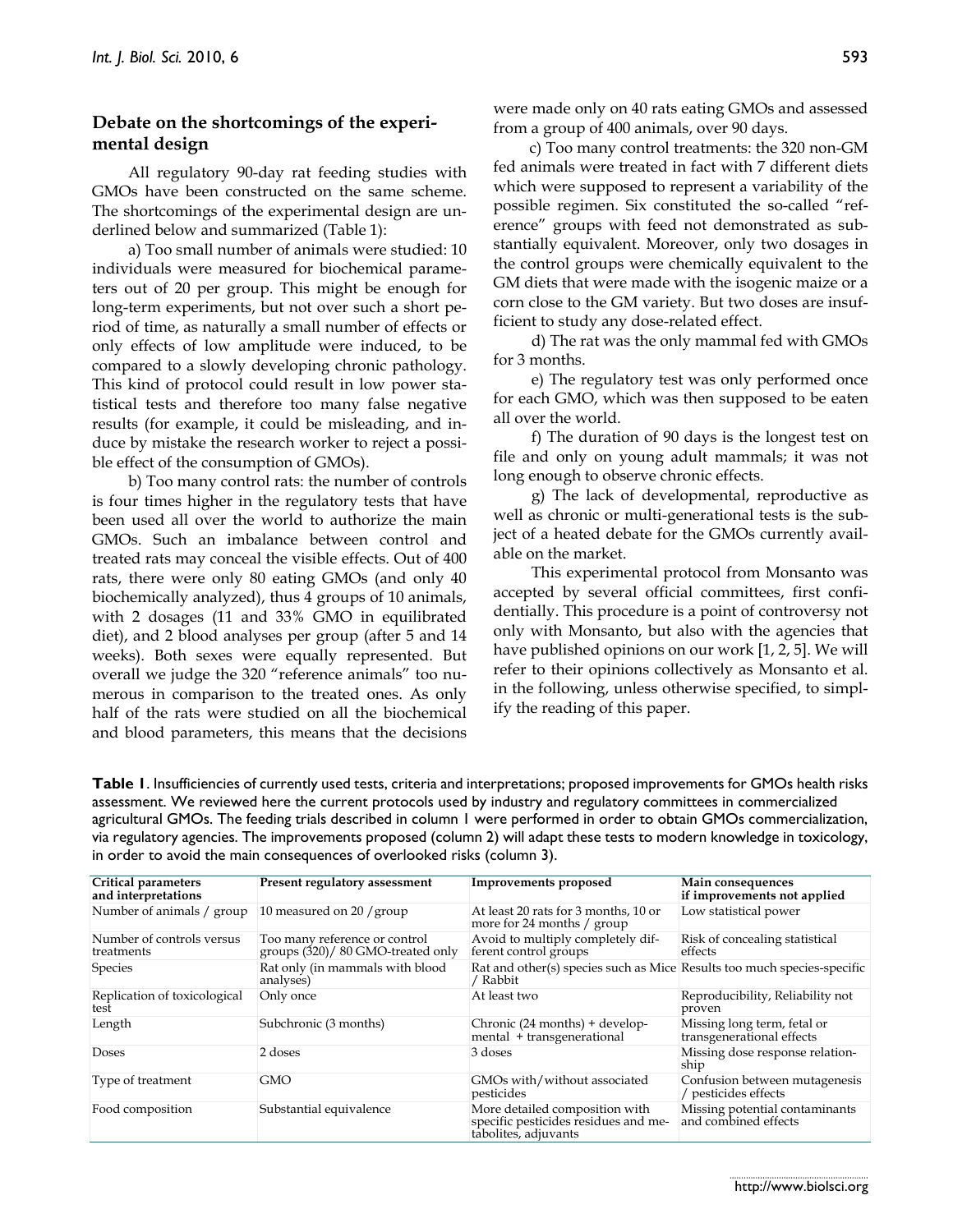## Debate on the shortcomings of the experimental design

All regulatory 90-day rat feeding studies with GMOs have been constructed on the same scheme. The shortcomings of the experimental design are underlined below and summarized (Table 1):

a) Too small number of animals were studied: 10 individuals were measured for biochemical parameters out of 20 per group. This might be enough for long-term experiments, but not over such a short period of time, as naturally a small number of effects or only effects of low amplitude were induced, to be compared to a slowly developing chronic pathology. This kind of protocol could result in low power statistical tests and therefore too many false negative results (for example, it could be misleading, and induce by mistake the research worker to reject a possible effect of the consumption of GMOs).

b) Too many control rats: the number of controls is four times higher in the regulatory tests that have been used all over the world to authorize the main GMOs. Such an imbalance between control and treated rats may conceal the visible effects. Out of 400 rats, there were only 80 eating GMOs (and only 40 biochemically analyzed), thus 4 groups of 10 animals, with 2 dosages (11 and 33% GMO in equilibrated diet), and 2 blood analyses per group (after 5 and 14 weeks). Both sexes were equally represented. But overall we judge the 320 "reference animals" too numerous in comparison to the treated ones. As only half of the rats were studied on all the biochemical and blood parameters, this means that the decisions were made only on 40 rats eating GMOs and assessed from a group of 400 animals, over 90 days.

c) Too many control treatments: the 320 non-GM fed animals were treated in fact with 7 different diets which were supposed to represent a variability of the possible regimen. Six constituted the so-called "reference" groups with feed not demonstrated as substantially equivalent. Moreover, only two dosages in the control groups were chemically equivalent to the GM diets that were made with the isogenic maize or a corn close to the GM variety. But two doses are insufficient to study any dose-related effect.

d) The rat was the only mammal fed with GMOs for 3 months.

e) The regulatory test was only performed once for each GMO, which was then supposed to be eaten all over the world.

f) The duration of 90 days is the longest test on file and only on young adult mammals; it was not long enough to observe chronic effects.

g) The lack of developmental, reproductive as well as chronic or multi-generational tests is the subject of a heated debate for the GMOs currently available on the market.

This experimental protocol from Monsanto was accepted by several official committees, first confidentially. This procedure is a point of controversy not only with Monsanto, but also with the agencies that have published opinions on our work [1, 2, 5]. We will refer to their opinions collectively as Monsanto et al. in the following, unless otherwise specified, to simplify the reading of this paper.

**Table 1**. Insufficiencies of currently used tests, criteria and interpretations; proposed improvements for GMOs health risks assessment. We reviewed here the current protocols used by industry and regulatory committees in commercialized agricultural GMOs. The feeding trials described in column 1 were performed in order to obtain GMOs commercialization, via regulatory agencies. The improvements proposed (column 2) will adapt these tests to modern knowledge in toxicology, in order to avoid the main consequences of overlooked risks (column 3).

| Critical parameters and interpretations | Present regulatory assessment | Improvements proposed | Main consequences if improvements not applied |
|---|---|---|---|
| Number of animals / group | 10 measured on 20 /group | At least 20 rats for 3 months, 10 or more for 24 months / group | Low statistical power |
| Number of controls versus treatments | Too many reference or control groups (320)/ 80 GMO-treated only | Avoid to multiply completely different control groups | Risk of concealing statistical effects |
| Species | Rat only (in mammals with blood analyses) | Rat and other(s) species such as Mice / Rabbit | Results too much species-specific |
| Replication of toxicological test | Only once | At least two | Reproducibility, Reliability not proven |
| Length | Subchronic (3 months) | Chronic (24 months) + developmental + transgenerational | Missing long term, fetal or transgenerational effects |
| Doses | 2 doses | 3 doses | Missing dose response relationship |
| Type of treatment | GMO | GMOs with/without associated pesticides | Confusion between mutagenesis / pesticides effects |
| Food composition | Substantial equivalence | More detailed composition with specific pesticides residues and metabolites, adjuvants | Missing potential contaminants and combined effects |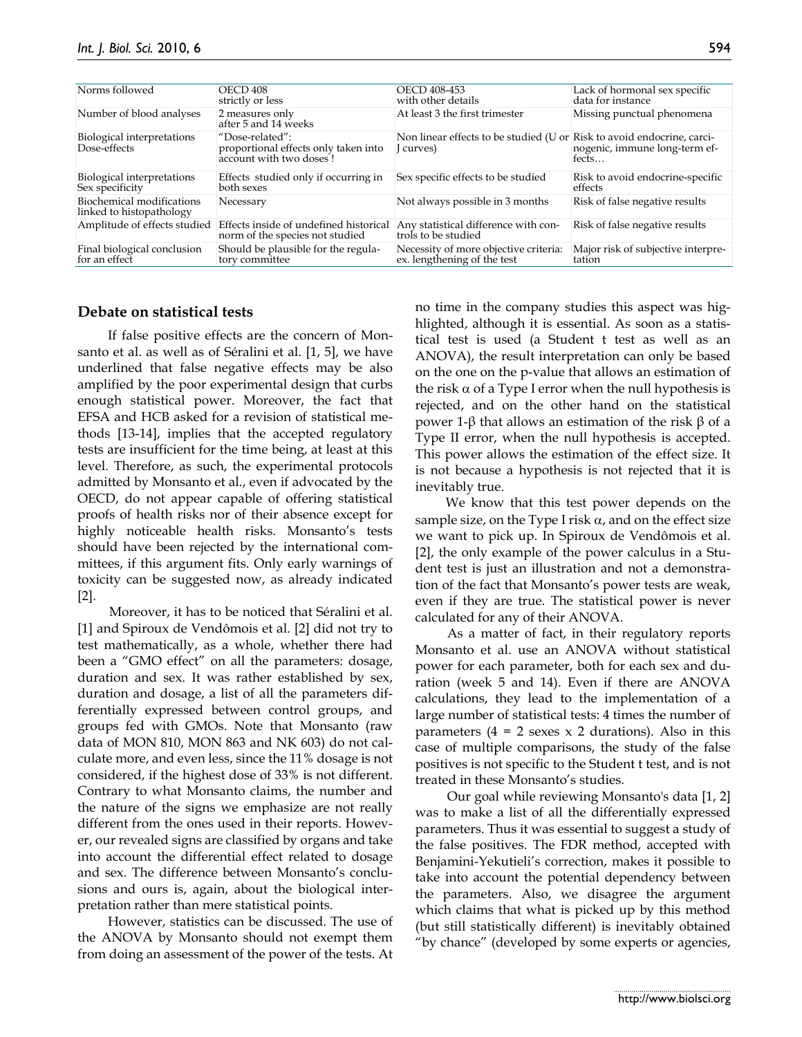| Norms followed | OECD 408 strictly or less | OECD 408-453 with other details | Lack of hormonal sex specific data for instance |
|---|---|---|---|
| Number of blood analyses | 2 measures only after 5 and 14 weeks | At least 3 the first trimester | Missing punctual phenomena |
| Biological interpretations Dose-effects | "Dose-related": proportional effects only taken into account with two doses ! | Non linear effects to be studied (U or J curves) | Risk to avoid endocrine, carcinogenic, immune long-term effects… |
| Biological interpretations Sex specificity | Effects studied only if occurring in both sexes | Sex specific effects to be studied | Risk to avoid endocrine-specific effects |
| Biochemical modifications linked to histopathology | Necessary | Not always possible in 3 months | Risk of false negative results |
| Amplitude of effects studied | Effects inside of undefined historical norm of the species not studied | Any statistical difference with controls to be studied | Risk of false negative results |
| Final biological conclusion for an effect | Should be plausible for the regulatory committee | Necessity of more objective criteria: ex. lengthening of the test | Major risk of subjective interpretation |

## Debate on statistical tests

If false positive effects are the concern of Monsanto et al. as well as of Séralini et al. [1, 5], we have underlined that false negative effects may be also amplified by the poor experimental design that curbs enough statistical power. Moreover, the fact that EFSA and HCB asked for a revision of statistical methods [13-14], implies that the accepted regulatory tests are insufficient for the time being, at least at this level. Therefore, as such, the experimental protocols admitted by Monsanto et al., even if advocated by the OECD, do not appear capable of offering statistical proofs of health risks nor of their absence except for highly noticeable health risks. Monsanto's tests should have been rejected by the international committees, if this argument fits. Only early warnings of toxicity can be suggested now, as already indicated [2].

Moreover, it has to be noticed that Séralini et al. [1] and Spiroux de Vendômois et al. [2] did not try to test mathematically, as a whole, whether there had been a "GMO effect" on all the parameters: dosage, duration and sex. It was rather established by sex, duration and dosage, a list of all the parameters differentially expressed between control groups, and groups fed with GMOs. Note that Monsanto (raw data of MON 810, MON 863 and NK 603) do not calculate more, and even less, since the 11% dosage is not considered, if the highest dose of 33% is not different. Contrary to what Monsanto claims, the number and the nature of the signs we emphasize are not really different from the ones used in their reports. However, our revealed signs are classified by organs and take into account the differential effect related to dosage and sex. The difference between Monsanto's conclusions and ours is, again, about the biological interpretation rather than mere statistical points.

However, statistics can be discussed. The use of the ANOVA by Monsanto should not exempt them from doing an assessment of the power of the tests. At no time in the company studies this aspect was highlighted, although it is essential. As soon as a statistical test is used (a Student t test as well as an ANOVA), the result interpretation can only be based on the one on the p-value that allows an estimation of the risk $\alpha$ of a Type I error when the null hypothesis is rejected, and on the other hand on the statistical power $1-\beta$ that allows an estimation of the risk $\beta$ of a Type II error, when the null hypothesis is accepted. This power allows the estimation of the effect size. It is not because a hypothesis is not rejected that it is inevitably true.

We know that this test power depends on the sample size, on the Type I risk $\alpha$, and on the effect size we want to pick up. In Spiroux de Vendômois et al. [2], the only example of the power calculus in a Student test is just an illustration and not a demonstration of the fact that Monsanto's power tests are weak, even if they are true. The statistical power is never calculated for any of their ANOVA.

As a matter of fact, in their regulatory reports Monsanto et al. use an ANOVA without statistical power for each parameter, both for each sex and duration (week 5 and 14). Even if there are ANOVA calculations, they lead to the implementation of a large number of statistical tests: 4 times the number of parameters ($4 = 2$ sexes x 2 durations). Also in this case of multiple comparisons, the study of the false positives is not specific to the Student t test, and is not treated in these Monsanto's studies.

Our goal while reviewing Monsanto's data [1, 2] was to make a list of all the differentially expressed parameters. Thus it was essential to suggest a study of the false positives. The FDR method, accepted with Benjamini-Yekutieli's correction, makes it possible to take into account the potential dependency between the parameters. Also, we disagree the argument which claims that what is picked up by this method (but still statistically different) is inevitably obtained "by chance" (developed by some experts or agencies,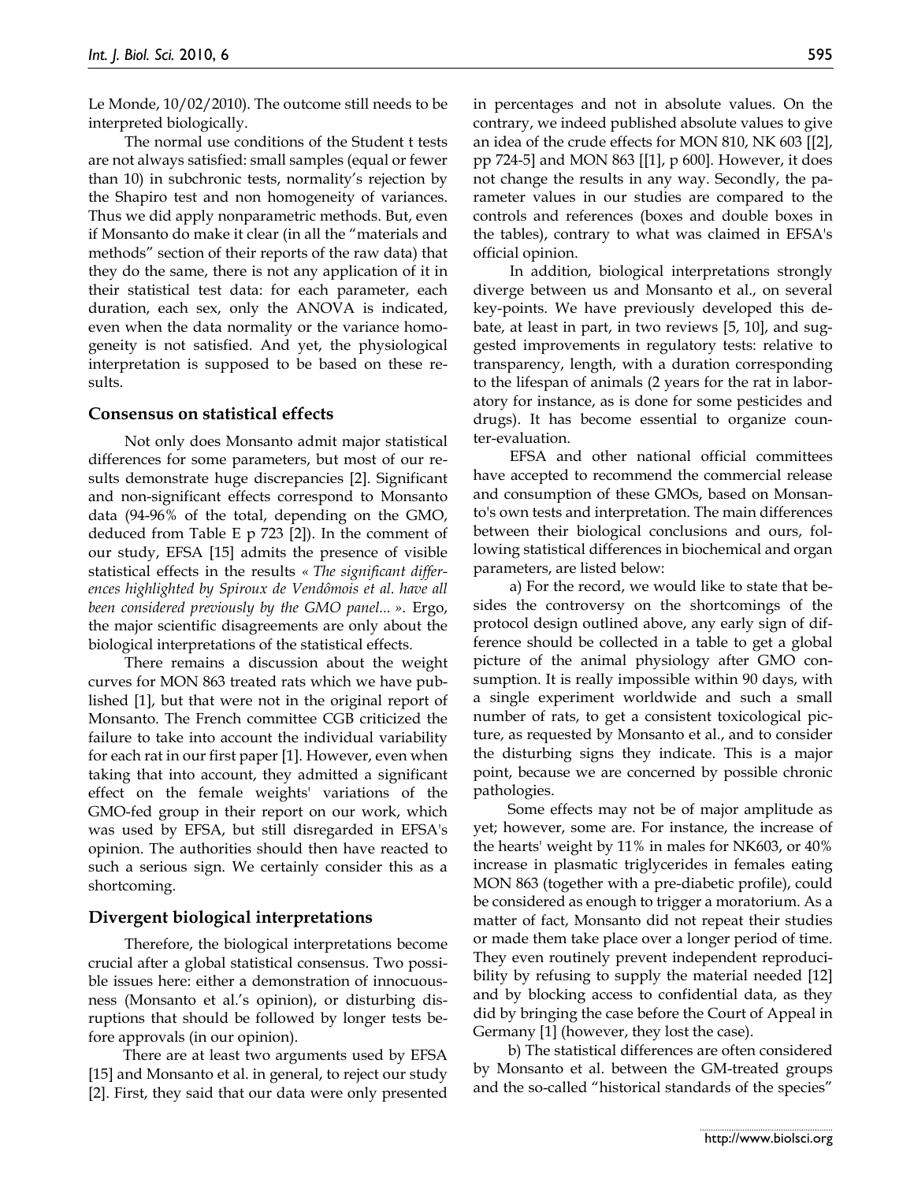Le Monde, 10/02/2010). The outcome still needs to be interpreted biologically.

The normal use conditions of the Student t tests are not always satisfied: small samples (equal or fewer than 10) in subchronic tests, normality's rejection by the Shapiro test and non homogeneity of variances. Thus we did apply nonparametric methods. But, even if Monsanto do make it clear (in all the "materials and methods" section of their reports of the raw data) that they do the same, there is not any application of it in their statistical test data: for each parameter, each duration, each sex, only the ANOVA is indicated, even when the data normality or the variance homogeneity is not satisfied. And yet, the physiological interpretation is supposed to be based on these results.

## Consensus on statistical effects

Not only does Monsanto admit major statistical differences for some parameters, but most of our results demonstrate huge discrepancies [2]. Significant and non-significant effects correspond to Monsanto data (94-96% of the total, depending on the GMO, deduced from Table E p 723 [2]). In the comment of our study, EFSA [15] admits the presence of visible statistical effects in the results *« The significant differences highlighted by Spiroux de Vendômois et al. have all been considered previously by the GMO panel... »*. Ergo, the major scientific disagreements are only about the biological interpretations of the statistical effects.

There remains a discussion about the weight curves for MON 863 treated rats which we have published [1], but that were not in the original report of Monsanto. The French committee CGB criticized the failure to take into account the individual variability for each rat in our first paper [1]. However, even when taking that into account, they admitted a significant effect on the female weights' variations of the GMO-fed group in their report on our work, which was used by EFSA, but still disregarded in EFSA's opinion. The authorities should then have reacted to such a serious sign. We certainly consider this as a shortcoming.

## Divergent biological interpretations

Therefore, the biological interpretations become crucial after a global statistical consensus. Two possible issues here: either a demonstration of innocuousness (Monsanto et al.'s opinion), or disturbing disruptions that should be followed by longer tests before approvals (in our opinion).

There are at least two arguments used by EFSA [15] and Monsanto et al. in general, to reject our study [2]. First, they said that our data were only presented in percentages and not in absolute values. On the contrary, we indeed published absolute values to give an idea of the crude effects for MON 810, NK 603 [[2], pp 724-5] and MON 863 [[1], p 600]. However, it does not change the results in any way. Secondly, the parameter values in our studies are compared to the controls and references (boxes and double boxes in the tables), contrary to what was claimed in EFSA's official opinion.

In addition, biological interpretations strongly diverge between us and Monsanto et al., on several key-points. We have previously developed this debate, at least in part, in two reviews [5, 10], and suggested improvements in regulatory tests: relative to transparency, length, with a duration corresponding to the lifespan of animals (2 years for the rat in laboratory for instance, as is done for some pesticides and drugs). It has become essential to organize counter-evaluation.

EFSA and other national official committees have accepted to recommend the commercial release and consumption of these GMOs, based on Monsanto's own tests and interpretation. The main differences between their biological conclusions and ours, following statistical differences in biochemical and organ parameters, are listed below:

a) For the record, we would like to state that besides the controversy on the shortcomings of the protocol design outlined above, any early sign of difference should be collected in a table to get a global picture of the animal physiology after GMO consumption. It is really impossible within 90 days, with a single experiment worldwide and such a small number of rats, to get a consistent toxicological picture, as requested by Monsanto et al., and to consider the disturbing signs they indicate. This is a major point, because we are concerned by possible chronic pathologies.

Some effects may not be of major amplitude as yet; however, some are. For instance, the increase of the hearts' weight by 11% in males for NK603, or 40% increase in plasmatic triglycerides in females eating MON 863 (together with a pre-diabetic profile), could be considered as enough to trigger a moratorium. As a matter of fact, Monsanto did not repeat their studies or made them take place over a longer period of time. They even routinely prevent independent reproducibility by refusing to supply the material needed [12] and by blocking access to confidential data, as they did by bringing the case before the Court of Appeal in Germany [1] (however, they lost the case).

b) The statistical differences are often considered by Monsanto et al. between the GM-treated groups and the so-called "historical standards of the species"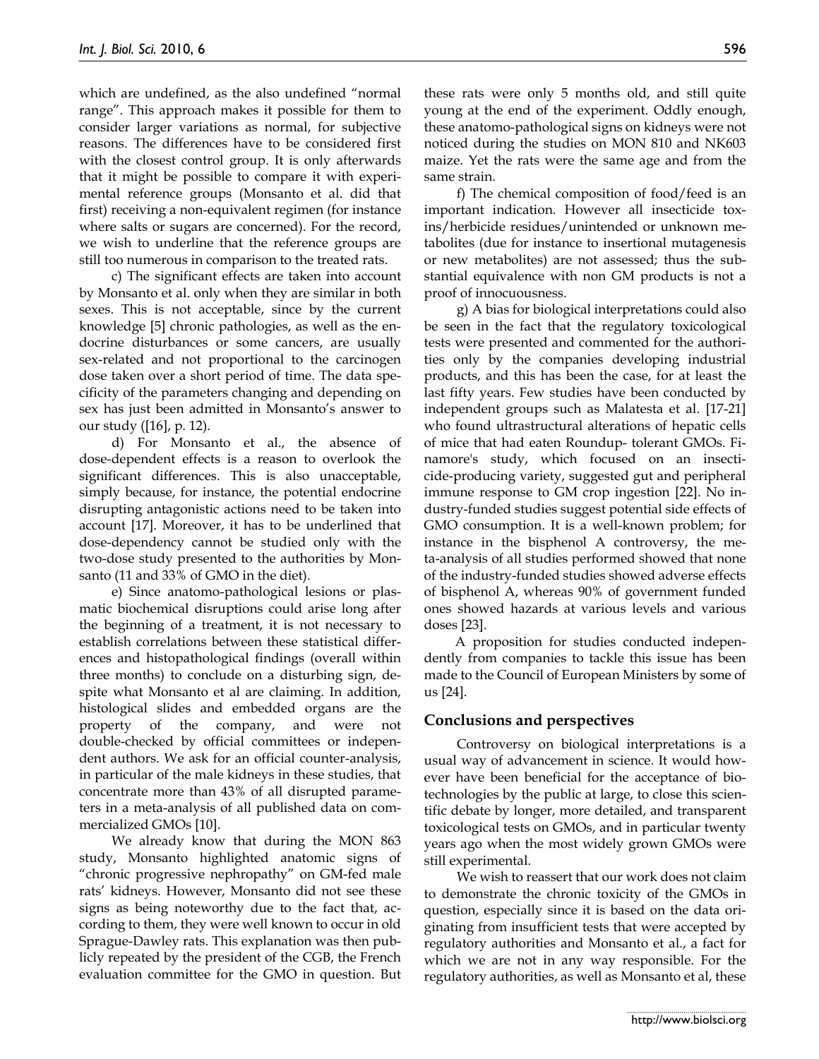which are undefined, as the also undefined "normal range". This approach makes it possible for them to consider larger variations as normal, for subjective reasons. The differences have to be considered first with the closest control group. It is only afterwards that it might be possible to compare it with experimental reference groups (Monsanto et al. did that first) receiving a non-equivalent regimen (for instance where salts or sugars are concerned). For the record, we wish to underline that the reference groups are still too numerous in comparison to the treated rats.

c) The significant effects are taken into account by Monsanto et al. only when they are similar in both sexes. This is not acceptable, since by the current knowledge [5] chronic pathologies, as well as the endocrine disturbances or some cancers, are usually sex-related and not proportional to the carcinogen dose taken over a short period of time. The data specificity of the parameters changing and depending on sex has just been admitted in Monsanto's answer to our study ([16], p. 12).

d) For Monsanto et al., the absence of dose-dependent effects is a reason to overlook the significant differences. This is also unacceptable, simply because, for instance, the potential endocrine disrupting antagonistic actions need to be taken into account [17]. Moreover, it has to be underlined that dose-dependency cannot be studied only with the two-dose study presented to the authorities by Monsanto (11 and 33% of GMO in the diet).

e) Since anatomo-pathological lesions or plasmatic biochemical disruptions could arise long after the beginning of a treatment, it is not necessary to establish correlations between these statistical differences and histopathological findings (overall within three months) to conclude on a disturbing sign, despite what Monsanto et al are claiming. In addition, histological slides and embedded organs are the property of the company, and were not double-checked by official committees or independent authors. We ask for an official counter-analysis, in particular of the male kidneys in these studies, that concentrate more than 43% of all disrupted parameters in a meta-analysis of all published data on commercialized GMOs [10].

We already know that during the MON 863 study, Monsanto highlighted anatomic signs of "chronic progressive nephropathy" on GM-fed male rats' kidneys. However, Monsanto did not see these signs as being noteworthy due to the fact that, according to them, they were well known to occur in old Sprague-Dawley rats. This explanation was then publicly repeated by the president of the CGB, the French evaluation committee for the GMO in question. But these rats were only 5 months old, and still quite young at the end of the experiment. Oddly enough, these anatomo-pathological signs on kidneys were not noticed during the studies on MON 810 and NK603 maize. Yet the rats were the same age and from the same strain.

f) The chemical composition of food/feed is an important indication. However all insecticide toxins/herbicide residues/unintended or unknown metabolites (due for instance to insertional mutagenesis or new metabolites) are not assessed; thus the substantial equivalence with non GM products is not a proof of innocuousness.

g) A bias for biological interpretations could also be seen in the fact that the regulatory toxicological tests were presented and commented for the authorities only by the companies developing industrial products, and this has been the case, for at least the last fifty years. Few studies have been conducted by independent groups such as Malatesta et al. [17-21] who found ultrastructural alterations of hepatic cells of mice that had eaten Roundup- tolerant GMOs. Finamore's study, which focused on an insecticide-producing variety, suggested gut and peripheral immune response to GM crop ingestion [22]. No industry-funded studies suggest potential side effects of GMO consumption. It is a well-known problem; for instance in the bisphenol A controversy, the meta-analysis of all studies performed showed that none of the industry-funded studies showed adverse effects of bisphenol A, whereas 90% of government funded ones showed hazards at various levels and various doses [23].

A proposition for studies conducted independently from companies to tackle this issue has been made to the Council of European Ministers by some of us [24].

## Conclusions and perspectives

Controversy on biological interpretations is a usual way of advancement in science. It would however have been beneficial for the acceptance of biotechnologies by the public at large, to close this scientific debate by longer, more detailed, and transparent toxicological tests on GMOs, and in particular twenty years ago when the most widely grown GMOs were still experimental.

We wish to reassert that our work does not claim to demonstrate the chronic toxicity of the GMOs in question, especially since it is based on the data originating from insufficient tests that were accepted by regulatory authorities and Monsanto et al., a fact for which we are not in any way responsible. For the regulatory authorities, as well as Monsanto et al, these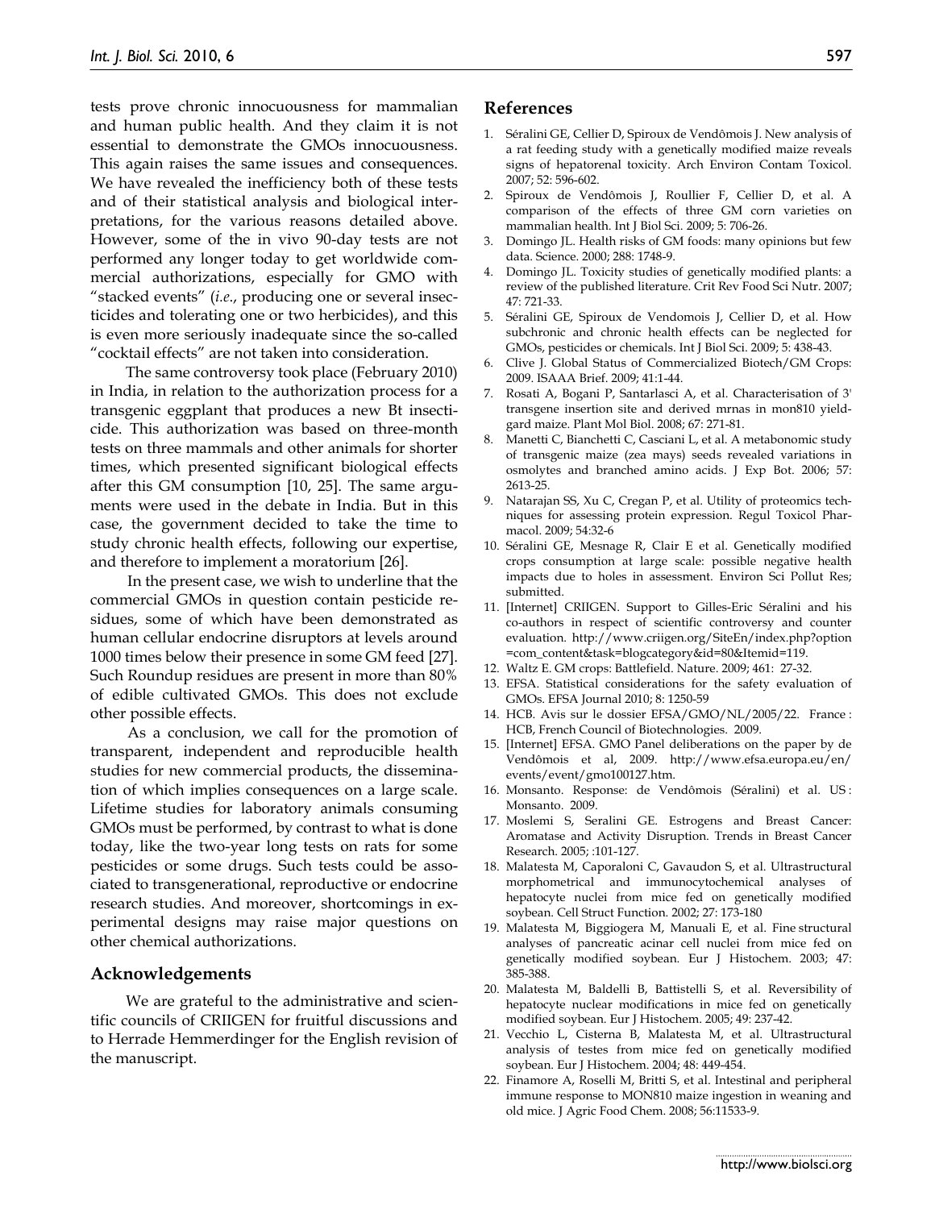tests prove chronic innocuousness for mammalian and human public health. And they claim it is not essential to demonstrate the GMOs innocuousness. This again raises the same issues and consequences. We have revealed the inefficiency both of these tests and of their statistical analysis and biological interpretations, for the various reasons detailed above. However, some of the in vivo 90-day tests are not performed any longer today to get worldwide commercial authorizations, especially for GMO with "stacked events" (*i.e.*, producing one or several insecticides and tolerating one or two herbicides), and this is even more seriously inadequate since the so-called "cocktail effects" are not taken into consideration.

The same controversy took place (February 2010) in India, in relation to the authorization process for a transgenic eggplant that produces a new Bt insecticide. This authorization was based on three-month tests on three mammals and other animals for shorter times, which presented significant biological effects after this GM consumption [10, 25]. The same arguments were used in the debate in India. But in this case, the government decided to take the time to study chronic health effects, following our expertise, and therefore to implement a moratorium [26].

In the present case, we wish to underline that the commercial GMOs in question contain pesticide residues, some of which have been demonstrated as human cellular endocrine disruptors at levels around 1000 times below their presence in some GM feed [27]. Such Roundup residues are present in more than 80% of edible cultivated GMOs. This does not exclude other possible effects.

As a conclusion, we call for the promotion of transparent, independent and reproducible health studies for new commercial products, the dissemination of which implies consequences on a large scale. Lifetime studies for laboratory animals consuming GMOs must be performed, by contrast to what is done today, like the two-year long tests on rats for some pesticides or some drugs. Such tests could be associated to transgenerational, reproductive or endocrine research studies. And moreover, shortcomings in experimental designs may raise major questions on other chemical authorizations.

## Acknowledgements

We are grateful to the administrative and scientific councils of CRIIGEN for fruitful discussions and to Herrade Hemmerdinger for the English revision of the manuscript.

## References

1. Séralini GE, Cellier D, Spiroux de Vendômois J. New analysis of a rat feeding study with a genetically modified maize reveals signs of hepatorenal toxicity. Arch Environ Contam Toxicol. 2007; 52: 596-602.
2. Spiroux de Vendômois J, Roullier F, Cellier D, et al. A comparison of the effects of three GM corn varieties on mammalian health. Int J Biol Sci. 2009; 5: 706-26.
3. Domingo JL. Health risks of GM foods: many opinions but few data. Science. 2000; 288: 1748-9.
4. Domingo JL. Toxicity studies of genetically modified plants: a review of the published literature. Crit Rev Food Sci Nutr. 2007; 47: 721-33.
5. Séralini GE, Spiroux de Vendomois J, Cellier D, et al. How subchronic and chronic health effects can be neglected for GMOs, pesticides or chemicals. Int J Biol Sci. 2009; 5: 438-43.
6. Clive J. Global Status of Commercialized Biotech/GM Crops: 2009. ISAAA Brief. 2009; 41:1-44.
7. Rosati A, Bogani P, Santarlasci A, et al. Characterisation of 3' transgene insertion site and derived mrnas in mon810 yieldgard maize. Plant Mol Biol. 2008; 67: 271-81.
8. Manetti C, Bianchetti C, Casciani L, et al. A metabonomic study of transgenic maize (zea mays) seeds revealed variations in osmolytes and branched amino acids. J Exp Bot. 2006; 57: 2613-25.
9. Natarajan SS, Xu C, Cregan P, et al. Utility of proteomics techniques for assessing protein expression. Regul Toxicol Pharmacol. 2009; 54:32-6
10. Séralini GE, Mesnage R, Clair E et al. Genetically modified crops consumption at large scale: possible negative health impacts due to holes in assessment. Environ Sci Pollut Res; submitted.
11. [Internet] CRIIGEN. Support to Gilles-Eric Séralini and his co-authors in respect of scientific controversy and counter evaluation. http://www.criigen.org/SiteEn/index.php?option=com_content&task=blogcategory&id=80&Itemid=119.
12. Waltz E. GM crops: Battlefield. Nature. 2009; 461: 27-32.
13. EFSA. Statistical considerations for the safety evaluation of GMOs. EFSA Journal 2010; 8: 1250-59
14. HCB. Avis sur le dossier EFSA/GMO/NL/2005/22. France : HCB, French Council of Biotechnologies. 2009.
15. [Internet] EFSA. GMO Panel deliberations on the paper by de Vendômois et al, 2009. http://www.efsa.europa.eu/en/events/event/gmo100127.htm.
16. Monsanto. Response: de Vendômois (Séralini) et al. US : Monsanto. 2009.
17. Moslemi S, Seralini GE. Estrogens and Breast Cancer: Aromatase and Activity Disruption. Trends in Breast Cancer Research. 2005; :101-127.
18. Malatesta M, Caporaloni C, Gavaudon S, et al. Ultrastructural morphometrical and immunocytochemical analyses of hepatocyte nuclei from mice fed on genetically modified soybean. Cell Struct Function. 2002; 27: 173-180
19. Malatesta M, Biggiogera M, Manuali E, et al. Fine structural analyses of pancreatic acinar cell nuclei from mice fed on genetically modified soybean. Eur J Histochem. 2003; 47: 385-388.
20. Malatesta M, Baldelli B, Battistelli S, et al. Reversibility of hepatocyte nuclear modifications in mice fed on genetically modified soybean. Eur J Histochem. 2005; 49: 237-42.
21. Vecchio L, Cisterna B, Malatesta M, et al. Ultrastructural analysis of testes from mice fed on genetically modified soybean. Eur J Histochem. 2004; 48: 449-454.
22. Finamore A, Roselli M, Britti S, et al. Intestinal and peripheral immune response to MON810 maize ingestion in weaning and old mice. J Agric Food Chem. 2008; 56:11533-9.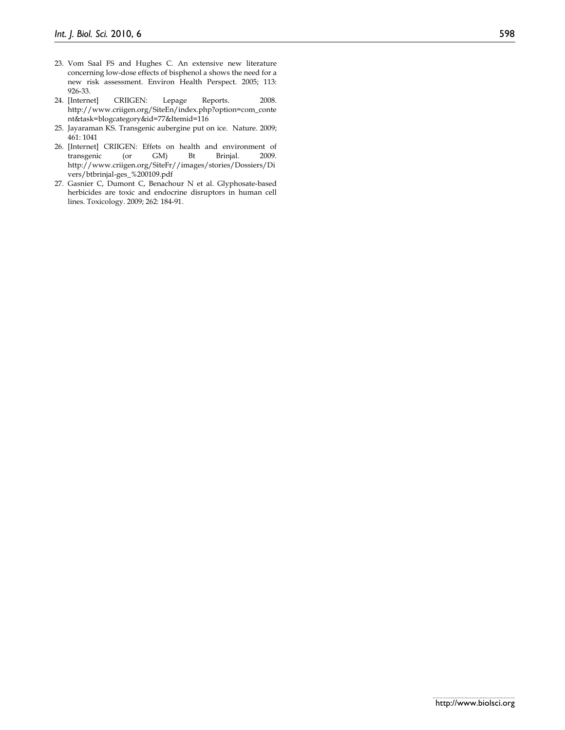23. Vom Saal FS and Hughes C. An extensive new literature concerning low-dose effects of bisphenol a shows the need for a new risk assessment. Environ Health Perspect. 2005; 113: 926-33.
24. [Internet] CRIIGEN: Lepage Reports. 2008. http://www.criigen.org/SiteEn/index.php?option=com_content&task=blogcategory&id=77&Itemid=116
25. Jayaraman KS. Transgenic aubergine put on ice. Nature. 2009; 461: 1041
26. [Internet] CRIIGEN: Effets on health and environment of transgenic (or GM) Bt Brinjal. 2009. http://www.criigen.org/SiteFr//images/stories/Dossiers/Divers/btbrinjal-ges_%200109.pdf
27. Gasnier C, Dumont C, Benachour N et al. Glyphosate-based herbicides are toxic and endocrine disruptors in human cell lines. Toxicology. 2009; 262: 184-91.